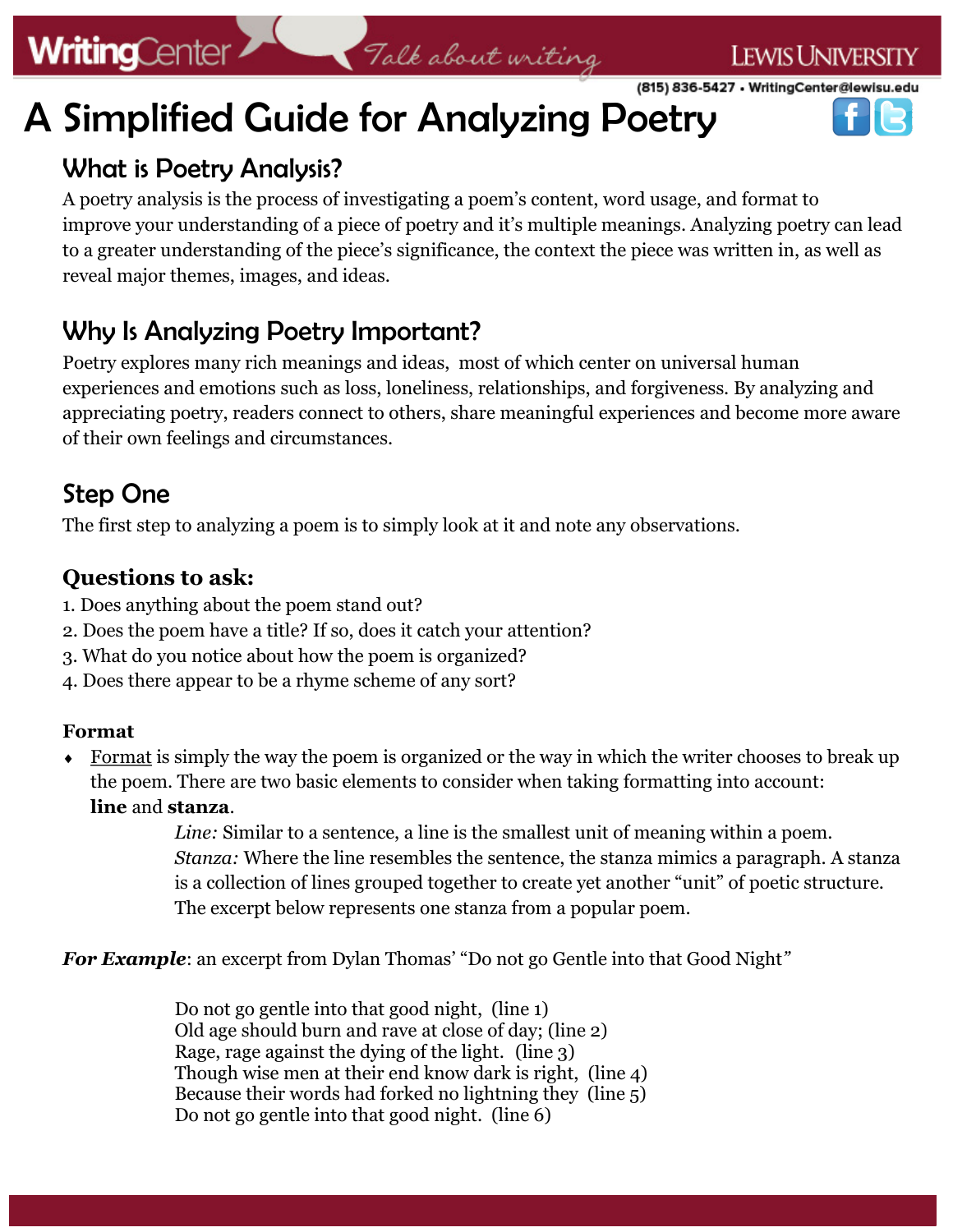# A Simplified Guide for Analyzing Poetry

## What is Poetry Analysis?

A poetry analysis is the process of investigating a poem's content, word usage, and format to improve your understanding of a piece of poetry and it's multiple meanings. Analyzing poetry can lead to a greater understanding of the piece's significance, the context the piece was written in, as well as reveal major themes, images, and ideas.

## Why Is Analyzing Poetry Important?

Poetry explores many rich meanings and ideas, most of which center on universal human experiences and emotions such as loss, loneliness, relationships, and forgiveness. By analyzing and appreciating poetry, readers connect to others, share meaningful experiences and become more aware of their own feelings and circumstances.

## Step One

The first step to analyzing a poem is to simply look at it and note any observations.

### Questions to ask:

1. Does anything about the poem stand out?
2. Does the poem have a title? If so, does it catch your attention?
3. What do you notice about how the poem is organized?
4. Does there appear to be a rhyme scheme of any sort?

**Format**

- Format is simply the way the poem is organized or the way in which the writer chooses to break up the poem. There are two basic elements to consider when taking formatting into account: **line** and **stanza**.

  *Line:* Similar to a sentence, a line is the smallest unit of meaning within a poem.
  *Stanza:* Where the line resembles the sentence, the stanza mimics a paragraph. A stanza is a collection of lines grouped together to create yet another "unit" of poetic structure. The excerpt below represents one stanza from a popular poem.

***For Example***: an excerpt from Dylan Thomas' "Do not go Gentle into that Good Night"

Do not go gentle into that good night, (line 1)
Old age should burn and rave at close of day; (line 2)
Rage, rage against the dying of the light. (line 3)
Though wise men at their end know dark is right, (line 4)
Because their words had forked no lightning they (line 5)
Do not go gentle into that good night. (line 6)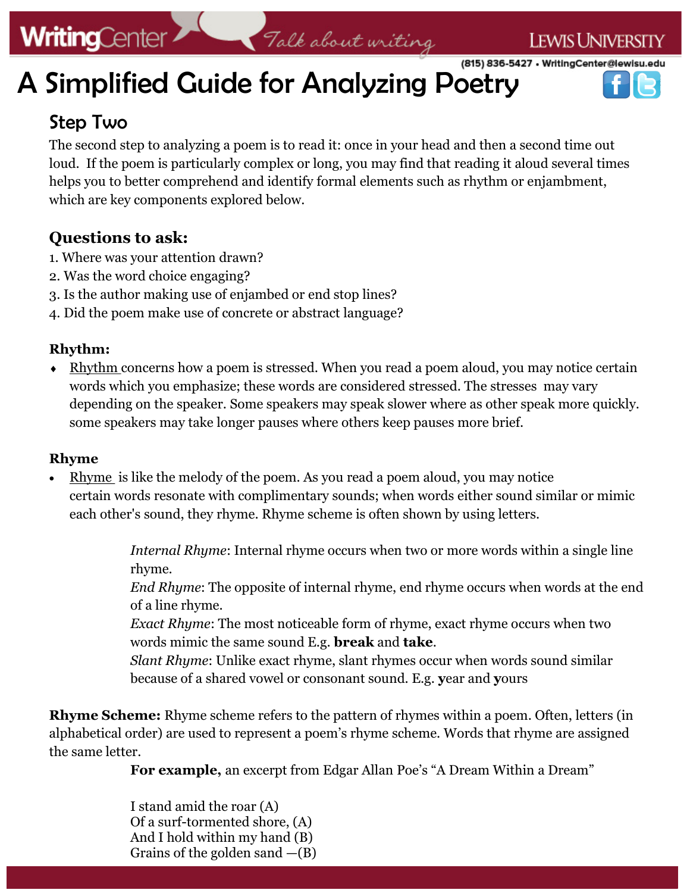# A Simplified Guide for Analyzing Poetry

## Step Two

The second step to analyzing a poem is to read it: once in your head and then a second time out loud. If the poem is particularly complex or long, you may find that reading it aloud several times helps you to better comprehend and identify formal elements such as rhythm or enjambment, which are key components explored below.

### Questions to ask:

1. Where was your attention drawn?
2. Was the word choice engaging?
3. Is the author making use of enjambed or end stop lines?
4. Did the poem make use of concrete or abstract language?

**Rhythm:**

- Rhythm concerns how a poem is stressed. When you read a poem aloud, you may notice certain words which you emphasize; these words are considered stressed. The stresses may vary depending on the speaker. Some speakers may speak slower where as other speak more quickly. some speakers may take longer pauses where others keep pauses more brief.

**Rhyme**

- Rhyme is like the melody of the poem. As you read a poem aloud, you may notice certain words resonate with complimentary sounds; when words either sound similar or mimic each other's sound, they rhyme. Rhyme scheme is often shown by using letters.

*Internal Rhyme*: Internal rhyme occurs when two or more words within a single line rhyme.
*End Rhyme*: The opposite of internal rhyme, end rhyme occurs when words at the end of a line rhyme.
*Exact Rhyme*: The most noticeable form of rhyme, exact rhyme occurs when two words mimic the same sound E.g. **break** and **take**.
*Slant Rhyme*: Unlike exact rhyme, slant rhymes occur when words sound similar because of a shared vowel or consonant sound. E.g. **y**ear and **y**ours

**Rhyme Scheme:** Rhyme scheme refers to the pattern of rhymes within a poem. Often, letters (in alphabetical order) are used to represent a poem's rhyme scheme. Words that rhyme are assigned the same letter.

**For example,** an excerpt from Edgar Allan Poe's "A Dream Within a Dream"

I stand amid the roar (A)
Of a surf-tormented shore, (A)
And I hold within my hand (B)
Grains of the golden sand —(B)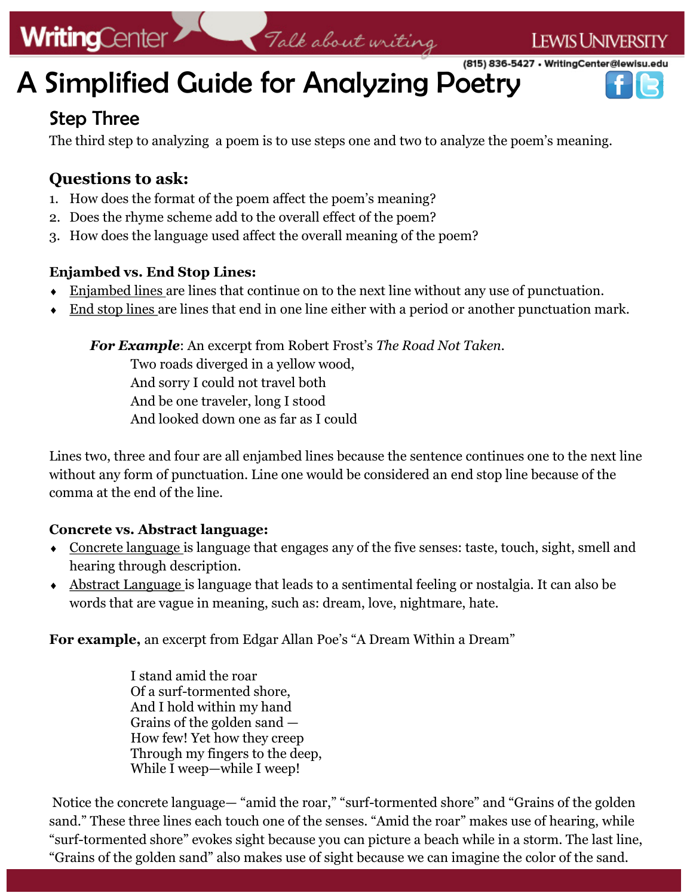# A Simplified Guide for Analyzing Poetry

## Step Three

The third step to analyzing a poem is to use steps one and two to analyze the poem's meaning.

### Questions to ask:

1. How does the format of the poem affect the poem's meaning?
2. Does the rhyme scheme add to the overall effect of the poem?
3. How does the language used affect the overall meaning of the poem?

**Enjambed vs. End Stop Lines:**

- Enjambed lines are lines that continue on to the next line without any use of punctuation.
- End stop lines are lines that end in one line either with a period or another punctuation mark.

***For Example***: An excerpt from Robert Frost's *The Road Not Taken*.

Two roads diverged in a yellow wood,
And sorry I could not travel both
And be one traveler, long I stood
And looked down one as far as I could

Lines two, three and four are all enjambed lines because the sentence continues one to the next line without any form of punctuation. Line one would be considered an end stop line because of the comma at the end of the line.

**Concrete vs. Abstract language:**

- Concrete language is language that engages any of the five senses: taste, touch, sight, smell and hearing through description.
- Abstract Language is language that leads to a sentimental feeling or nostalgia. It can also be words that are vague in meaning, such as: dream, love, nightmare, hate.

**For example,** an excerpt from Edgar Allan Poe's "A Dream Within a Dream"

I stand amid the roar
Of a surf-tormented shore,
And I hold within my hand
Grains of the golden sand —
How few! Yet how they creep
Through my fingers to the deep,
While I weep—while I weep!

Notice the concrete language— "amid the roar," "surf-tormented shore" and "Grains of the golden sand." These three lines each touch one of the senses. "Amid the roar" makes use of hearing, while "surf-tormented shore" evokes sight because you can picture a beach while in a storm. The last line, "Grains of the golden sand" also makes use of sight because we can imagine the color of the sand.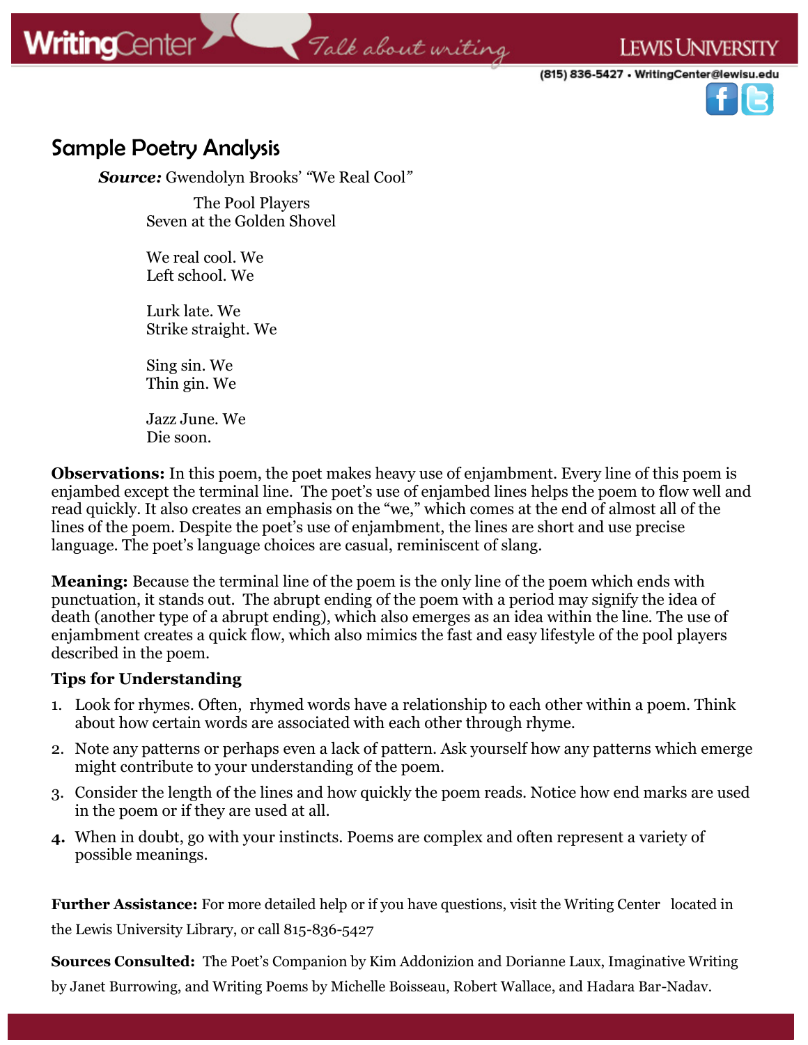# Sample Poetry Analysis

***Source:*** Gwendolyn Brooks' "We Real Cool"

The Pool Players
Seven at the Golden Shovel

We real cool. We
Left school. We

Lurk late. We
Strike straight. We

Sing sin. We
Thin gin. We

Jazz June. We
Die soon.

**Observations:** In this poem, the poet makes heavy use of enjambment. Every line of this poem is enjambed except the terminal line. The poet's use of enjambed lines helps the poem to flow well and read quickly. It also creates an emphasis on the "we," which comes at the end of almost all of the lines of the poem. Despite the poet's use of enjambment, the lines are short and use precise language. The poet's language choices are casual, reminiscent of slang.

**Meaning:** Because the terminal line of the poem is the only line of the poem which ends with punctuation, it stands out. The abrupt ending of the poem with a period may signify the idea of death (another type of a abrupt ending), which also emerges as an idea within the line. The use of enjambment creates a quick flow, which also mimics the fast and easy lifestyle of the pool players described in the poem.

### Tips for Understanding

1. Look for rhymes. Often, rhymed words have a relationship to each other within a poem. Think about how certain words are associated with each other through rhyme.
2. Note any patterns or perhaps even a lack of pattern. Ask yourself how any patterns which emerge might contribute to your understanding of the poem.
3. Consider the length of the lines and how quickly the poem reads. Notice how end marks are used in the poem or if they are used at all.
4. When in doubt, go with your instincts. Poems are complex and often represent a variety of possible meanings.

**Further Assistance:** For more detailed help or if you have questions, visit the Writing Center located in the Lewis University Library, or call 815-836-5427

**Sources Consulted:** The Poet's Companion by Kim Addonizion and Dorianne Laux, Imaginative Writing by Janet Burrowing, and Writing Poems by Michelle Boisseau, Robert Wallace, and Hadara Bar-Nadav.